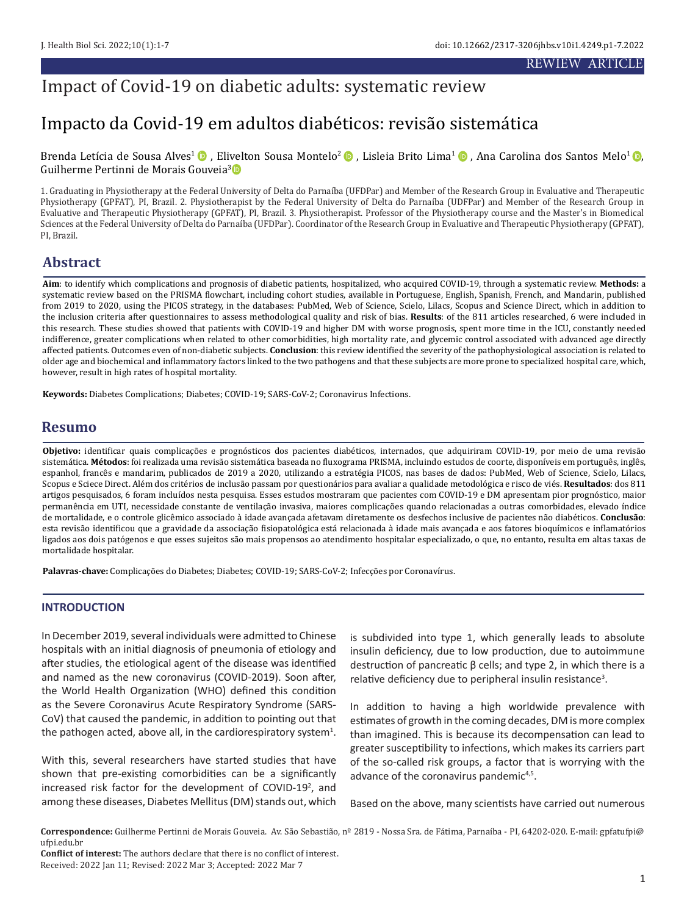REWIEW ARTICLE

# Impact of Covid-19 on diabetic adults: systematic review

# Impacto da Covid-19 em adultos diabéticos: revisão sistemática

Brenda Letícia de Sousa Alves[1], Elivelton Sousa Montelo[2], Lisleia Brito Lima[1], Ana Carolina dos Santos Melo[1], Guilherme Pertinni de Morais Gouveia[3]

1. Graduating in Physiotherapy at the Federal University of Delta do Parnaíba (UFDPar) and Member of the Research Group in Evaluative and Therapeutic Physiotherapy (GPFAT), PI, Brazil. 2. Physiotherapist by the Federal University of Delta do Parnaíba (UDFPar) and Member of the Research Group in Evaluative and Therapeutic Physiotherapy (GPFAT), PI, Brazil. 3. Physiotherapist. Professor of the Physiotherapy course and the Master's in Biomedical Sciences at the Federal University of Delta do Parnaíba (UFDPar). Coordinator of the Research Group in Evaluative and Therapeutic Physiotherapy (GPFAT), PI, Brazil.

## Abstract

**Aim**: to identify which complications and prognosis of diabetic patients, hospitalized, who acquired COVID-19, through a systematic review. **Methods:** a systematic review based on the PRISMA flowchart, including cohort studies, available in Portuguese, English, Spanish, French, and Mandarin, published from 2019 to 2020, using the PICOS strategy, in the databases: PubMed, Web of Science, Scielo, Lilacs, Scopus and Science Direct, which in addition to the inclusion criteria after questionnaires to assess methodological quality and risk of bias. **Results**: of the 811 articles researched, 6 were included in this research. These studies showed that patients with COVID-19 and higher DM with worse prognosis, spent more time in the ICU, constantly needed indifference, greater complications when related to other comorbidities, high mortality rate, and glycemic control associated with advanced age directly affected patients. Outcomes even of non-diabetic subjects. **Conclusion**: this review identified the severity of the pathophysiological association is related to older age and biochemical and inflammatory factors linked to the two pathogens and that these subjects are more prone to specialized hospital care, which, however, result in high rates of hospital mortality.

**Keywords:** Diabetes Complications; Diabetes; COVID-19; SARS-CoV-2; Coronavirus Infections.

## Resumo

**Objetivo:** identificar quais complicações e prognósticos dos pacientes diabéticos, internados, que adquiriram COVID-19, por meio de uma revisão sistemática. **Métodos**: foi realizada uma revisão sistemática baseada no fluxograma PRISMA, incluindo estudos de coorte, disponíveis em português, inglês, espanhol, francês e mandarim, publicados de 2019 a 2020, utilizando a estratégia PICOS, nas bases de dados: PubMed, Web of Science, Scielo, Lilacs, Scopus e Sciece Direct. Além dos critérios de inclusão passam por questionários para avaliar a qualidade metodológica e risco de viés. **Resultados**: dos 811 artigos pesquisados, 6 foram incluídos nesta pesquisa. Esses estudos mostraram que pacientes com COVID-19 e DM apresentam pior prognóstico, maior permanência em UTI, necessidade constante de ventilação invasiva, maiores complicações quando relacionadas a outras comorbidades, elevado índice de mortalidade, e o controle glicêmico associado à idade avançada afetavam diretamente os desfechos inclusive de pacientes não diabéticos. **Conclusão**: esta revisão identificou que a gravidade da associação fisiopatológica está relacionada à idade mais avançada e aos fatores bioquímicos e inflamatórios ligados aos dois patógenos e que esses sujeitos são mais propensos ao atendimento hospitalar especializado, o que, no entanto, resulta em altas taxas de mortalidade hospitalar.

**Palavras-chave:** Complicações do Diabetes; Diabetes; COVID-19; SARS-CoV-2; Infecções por Coronavírus.

## INTRODUCTION

In December 2019, several individuals were admitted to Chinese hospitals with an initial diagnosis of pneumonia of etiology and after studies, the etiological agent of the disease was identified and named as the new coronavirus (COVID-2019). Soon after, the World Health Organization (WHO) defined this condition as the Severe Coronavirus Acute Respiratory Syndrome (SARS-CoV) that caused the pandemic, in addition to pointing out that the pathogen acted, above all, in the cardiorespiratory system[1].

With this, several researchers have started studies that have shown that pre-existing comorbidities can be a significantly increased risk factor for the development of COVID-19[2], and among these diseases, Diabetes Mellitus (DM) stands out, which is subdivided into type 1, which generally leads to absolute insulin deficiency, due to low production, due to autoimmune destruction of pancreatic β cells; and type 2, in which there is a relative deficiency due to peripheral insulin resistance[3].

In addition to having a high worldwide prevalence with estimates of growth in the coming decades, DM is more complex than imagined. This is because its decompensation can lead to greater susceptibility to infections, which makes its carriers part of the so-called risk groups, a factor that is worrying with the advance of the coronavirus pandemic[4,5].

Based on the above, many scientists have carried out numerous

**Correspondence:** Guilherme Pertinni de Morais Gouveia. Av. São Sebastião, nº 2819 - Nossa Sra. de Fátima, Parnaíba - PI, 64202-020. E-mail: gpfatufpi@ufpi.edu.br

**Conflict of interest:** The authors declare that there is no conflict of interest.

Received: 2022 Jan 11; Revised: 2022 Mar 3; Accepted: 2022 Mar 7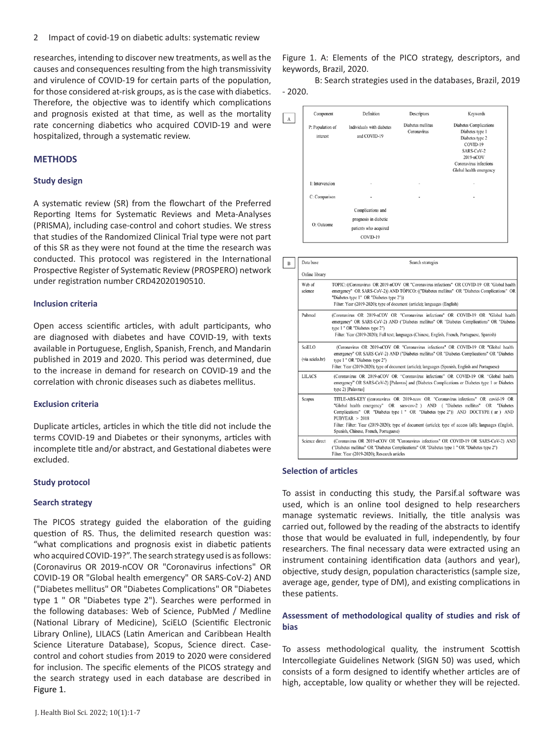researches, intending to discover new treatments, as well as the causes and consequences resulting from the high transmissivity and virulence of COVID-19 for certain parts of the population, for those considered at-risk groups, as is the case with diabetics. Therefore, the objective was to identify which complications and prognosis existed at that time, as well as the mortality rate concerning diabetics who acquired COVID-19 and were hospitalized, through a systematic review.

## METHODS

### Study design

A systematic review (SR) from the flowchart of the Preferred Reporting Items for Systematic Reviews and Meta-Analyses (PRISMA), including case-control and cohort studies. We stress that studies of the Randomized Clinical Trial type were not part of this SR as they were not found at the time the research was conducted. This protocol was registered in the International Prospective Register of Systematic Review (PROSPERO) network under registration number CRD42020190510.

### Inclusion criteria

Open access scientific articles, with adult participants, who are diagnosed with diabetes and have COVID-19, with texts available in Portuguese, English, Spanish, French, and Mandarin published in 2019 and 2020. This period was determined, due to the increase in demand for research on COVID-19 and the correlation with chronic diseases such as diabetes mellitus.

### Exclusion criteria

Duplicate articles, articles in which the title did not include the terms COVID-19 and Diabetes or their synonyms, articles with incomplete title and/or abstract, and Gestational diabetes were excluded.

### Study protocol

### Search strategy

The PICOS strategy guided the elaboration of the guiding question of RS. Thus, the delimited research question was: "what complications and prognosis exist in diabetic patients who acquired COVID-19?". The search strategy used is as follows: (Coronavirus OR 2019-nCOV OR "Coronavirus infections" OR COVID-19 OR "Global health emergency" OR SARS-CoV-2) AND ("Diabetes mellitus" OR "Diabetes Complications" OR "Diabetes type 1 " OR "Diabetes type 2"). Searches were performed in the following databases: Web of Science, PubMed / Medline (National Library of Medicine), SciELO (Scientific Electronic Library Online), LILACS (Latin American and Caribbean Health Science Literature Database), Scopus, Science direct. Case-control and cohort studies from 2019 to 2020 were considered for inclusion. The specific elements of the PICOS strategy and the search strategy used in each database are described in Figure 1.

Figure 1. A: Elements of the PICO strategy, descriptors, and keywords, Brazil, 2020.

B: Search strategies used in the databases, Brazil, 2019 - 2020.

**A**

| Component | Definition | Descriptors | Keywords |
|---|---|---|---|
| P: Population of interest | Individuals with diabetes and COVID-19 | Diabetes mellitus<br>Coronavirus | Diabetes Complications<br>Diabetes type 1<br>Diabetes type 2<br>COVID-19<br>SARS-CoV-2<br>2019-nCOV<br>Coronavirus infections<br>Global health emergency |
| I: Intervencion | - | - | - |
| C: Comparison | - | - | - |
| O: Outcome | Complications and prognosis in diabetic patients who acquired COVID-19 | | |

**B**

| Data base<br>Online library | Search strategies |
|---|---|
| Web of science | TOPIC: ((Coronavirus OR 2019-nCOV OR "Coronavirus infections" OR COVID-19 OR "Global health emergency" OR SARS-CoV-2)) AND TÓPICO: (("Diabetes mellitus" OR "Diabetes Complications" OR "Diabetes type 1" OR "Diabetes type 2"))<br>Filter: Year (2019-2020); type of document (article); languages (English) |
| Pubmed | (Coronavirus OR 2019-nCOV OR "Coronavirus infections" OR COVID-19 OR "Global health emergency" OR SARS-CoV-2) AND ("Diabetes mellitus" OR "Diabetes Complications" OR "Diabetes type 1 " OR "Diabetes type 2")<br>Filter: Year (2019-2020); Full text; languages (Chinese, English, French, Portuguese, Spanish) |
| SciELO<br>(via scielo.br) | (Coronavirus OR 2019-nCOV OR "Coronavirus infections" OR COVID-19 OR "Global health emergency" OR SARS-CoV-2) AND ("Diabetes mellitus" OR "Diabetes Complications" OR "Diabetes type 1 " OR "Diabetes type 2")<br>Filter: Year (2019-2020); type of document (article); languages (Spanish, English and Portuguese) |
| LILACS | (Coronavirus OR 2019-nCOV OR "Coronavirus infections" OR COVID-19 OR "Global health emergency" OR SARS-CoV-2) [Palavras] and (Diabetes Complications or Diabetes type 1 or Diabetes type 2) [Palavras] |
| Scopus | TITLE-ABS-KEY ((coronavirus OR 2019-ncov OR "Coronavirus infections" OR covid-19 OR "Global health emergency" OR sars-cov-2 ) AND ( "Diabetes mellitus" OR "Diabetes Complications" OR "Diabetes type 1 " OR "Diabetes type 2")) AND DOCTYPE ( ar ) AND PUBYEAR > 2018<br>Filter: Filter: Year (2019-2020); type of document (article); type of access (all); languages (English, Spanish, Chinese, French, Portuguese) |
| Science direct | (Coronavirus OR 2019-nCOV OR "Coronavirus infections" OR COVID-19 OR SARS-CoV-2) AND ("Diabetes mellitus" OR "Diabetes Complications" OR "Diabetes type 1 " OR "Diabetes type 2")<br>Filter: Year (2019-2020); Research articles |

### Selection of articles

To assist in conducting this study, the Parsif.al software was used, which is an online tool designed to help researchers manage systematic reviews. Initially, the title analysis was carried out, followed by the reading of the abstracts to identify those that would be evaluated in full, independently, by four researchers. The final necessary data were extracted using an instrument containing identification data (authors and year), objective, study design, population characteristics (sample size, average age, gender, type of DM), and existing complications in these patients.

### Assessment of methodological quality of studies and risk of bias

To assess methodological quality, the instrument Scottish Intercollegiate Guidelines Network (SIGN 50) was used, which consists of a form designed to identify whether articles are of high, acceptable, low quality or whether they will be rejected.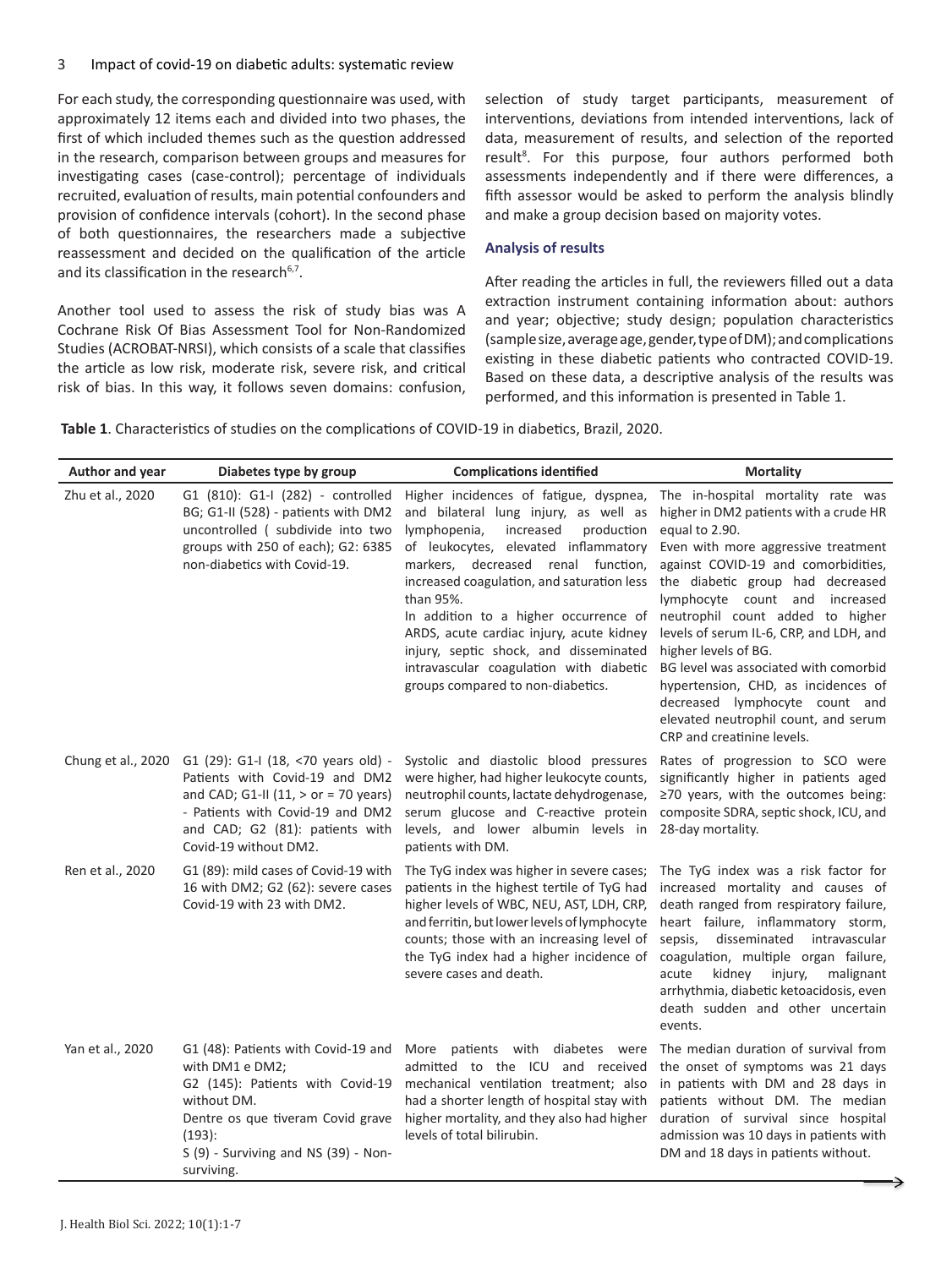For each study, the corresponding questionnaire was used, with approximately 12 items each and divided into two phases, the first of which included themes such as the question addressed in the research, comparison between groups and measures for investigating cases (case-control); percentage of individuals recruited, evaluation of results, main potential confounders and provision of confidence intervals (cohort). In the second phase of both questionnaires, the researchers made a subjective reassessment and decided on the qualification of the article and its classification in the research[6,7].

Another tool used to assess the risk of study bias was A Cochrane Risk Of Bias Assessment Tool for Non-Randomized Studies (ACROBAT-NRSI), which consists of a scale that classifies the article as low risk, moderate risk, severe risk, and critical risk of bias. In this way, it follows seven domains: confusion, selection of study target participants, measurement of interventions, deviations from intended interventions, lack of data, measurement of results, and selection of the reported result[8]. For this purpose, four authors performed both assessments independently and if there were differences, a fifth assessor would be asked to perform the analysis blindly and make a group decision based on majority votes.

### Analysis of results

After reading the articles in full, the reviewers filled out a data extraction instrument containing information about: authors and year; objective; study design; population characteristics (sample size, average age, gender, type of DM); and complications existing in these diabetic patients who contracted COVID-19. Based on these data, a descriptive analysis of the results was performed, and this information is presented in Table 1.

**Table 1**. Characteristics of studies on the complications of COVID-19 in diabetics, Brazil, 2020.

| Author and year | Diabetes type by group | Complications identified | Mortality |
|---|---|---|---|
| Zhu et al., 2020 | G1 (810): G1-I (282) - controlled BG; G1-II (528) - patients with DM2 uncontrolled ( subdivide into two groups with 250 of each); G2: 6385 non-diabetics with Covid-19. | Higher incidences of fatigue, dyspnea, and bilateral lung injury, as well as lymphopenia, increased production of leukocytes, elevated inflammatory markers, decreased renal function, increased coagulation, and saturation less than 95%. In addition to a higher occurrence of ARDS, acute cardiac injury, acute kidney injury, septic shock, and disseminated intravascular coagulation with diabetic groups compared to non-diabetics. | The in-hospital mortality rate was higher in DM2 patients with a crude HR equal to 2.90. Even with more aggressive treatment against COVID-19 and comorbidities, the diabetic group had decreased lymphocyte count and increased neutrophil count added to higher levels of serum IL-6, CRP, and LDH, and higher levels of BG. BG level was associated with comorbid hypertension, CHD, as incidences of decreased lymphocyte count and elevated neutrophil count, and serum CRP and creatinine levels. |
| Chung et al., 2020 | G1 (29): G1-I (18, <70 years old) - Patients with Covid-19 and DM2 and CAD; G1-II (11, > or = 70 years) - Patients with Covid-19 and DM2 and CAD; G2 (81): patients with Covid-19 without DM2. | Systolic and diastolic blood pressures were higher, had higher leukocyte counts, neutrophil counts, lactate dehydrogenase, serum glucose and C-reactive protein levels, and lower albumin levels in patients with DM. | Rates of progression to SCO were significantly higher in patients aged ≥70 years, with the outcomes being: composite SDRA, septic shock, ICU, and 28-day mortality. |
| Ren et al., 2020 | G1 (89): mild cases of Covid-19 with 16 with DM2; G2 (62): severe cases Covid-19 with 23 with DM2. | The TyG index was higher in severe cases; patients in the highest tertile of TyG had higher levels of WBC, NEU, AST, LDH, CRP, and ferritin, but lower levels of lymphocyte counts; those with an increasing level of the TyG index had a higher incidence of severe cases and death. | The TyG index was a risk factor for increased mortality and causes of death ranged from respiratory failure, heart failure, inflammatory storm, sepsis, disseminated intravascular coagulation, multiple organ failure, acute kidney injury, malignant arrhythmia, diabetic ketoacidosis, even death sudden and other uncertain events. |
| Yan et al., 2020 | G1 (48): Patients with Covid-19 and with DM1 e DM2; G2 (145): Patients with Covid-19 without DM. Dentre os que tiveram Covid grave (193): S (9) - Surviving and NS (39) - Non-surviving. | More patients with diabetes were admitted to the ICU and received mechanical ventilation treatment; also had a shorter length of hospital stay with higher mortality, and they also had higher levels of total bilirubin. | The median duration of survival from the onset of symptoms was 21 days in patients with DM and 28 days in patients without DM. The median duration of survival since hospital admission was 10 days in patients with DM and 18 days in patients without. |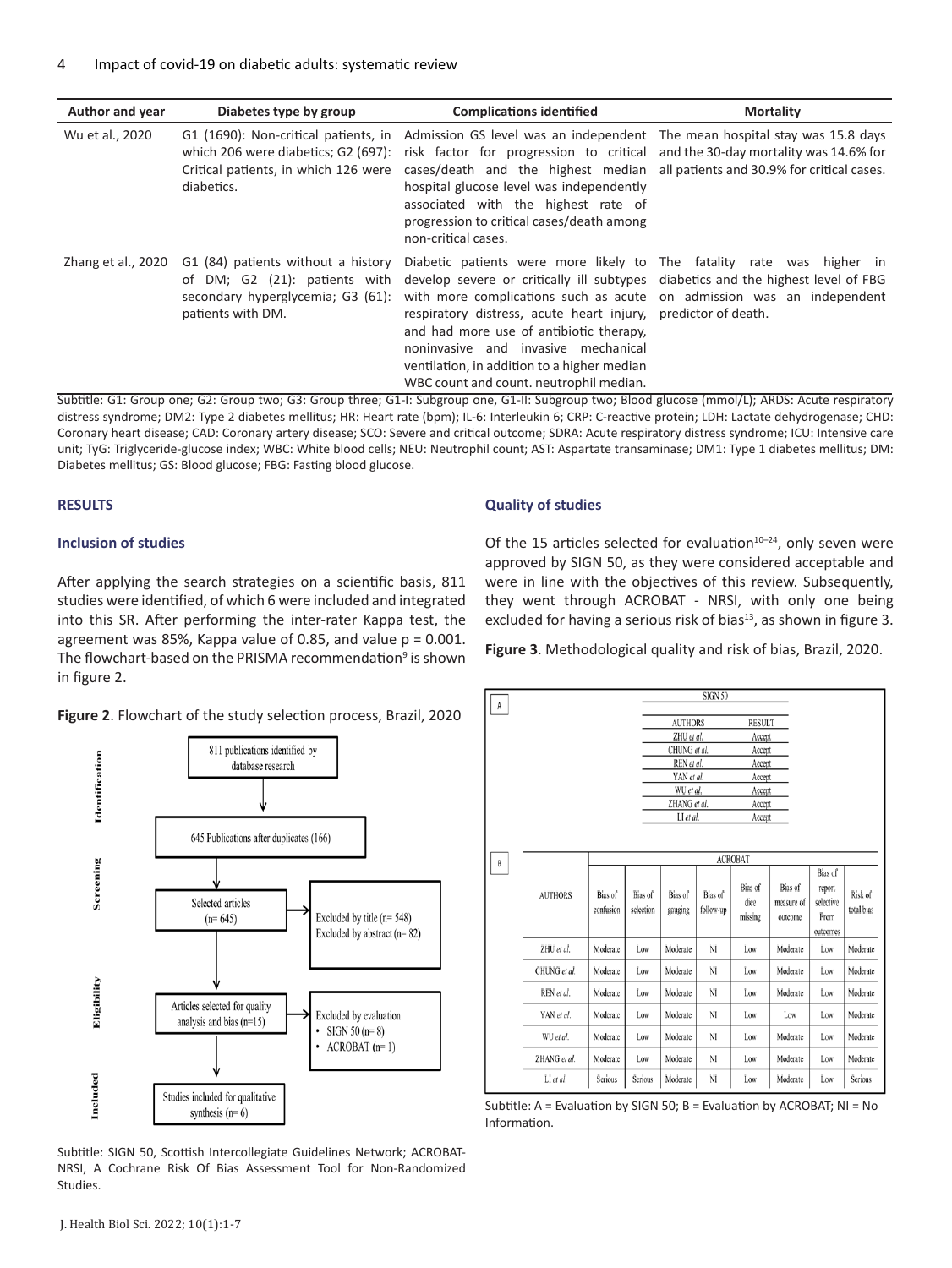| Author and year | Diabetes type by group | Complications identified | Mortality |
|---|---|---|---|
| Wu et al., 2020 | G1 (1690): Non-critical patients, in which 206 were diabetics; G2 (697): Critical patients, in which 126 were diabetics. | Admission GS level was an independent risk factor for progression to critical cases/death and the highest median hospital glucose level was independently associated with the highest rate of progression to critical cases/death among non-critical cases. | The mean hospital stay was 15.8 days and the 30-day mortality was 14.6% for all patients and 30.9% for critical cases. |
| Zhang et al., 2020 | G1 (84) patients without a history of DM; G2 (21): patients with secondary hyperglycemia; G3 (61): patients with DM. | Diabetic patients were more likely to develop severe or critically ill subtypes with more complications such as acute respiratory distress, acute heart injury, and had more use of antibiotic therapy, noninvasive and invasive mechanical ventilation, in addition to a higher median WBC count and count. neutrophil median. | The fatality rate was higher in diabetics and the highest level of FBG on admission was an independent predictor of death. |

Subtitle: G1: Group one; G2: Group two; G3: Group three; G1-I: Subgroup one, G1-II: Subgroup two; Blood glucose (mmol/L); ARDS: Acute respiratory distress syndrome; DM2: Type 2 diabetes mellitus; HR: Heart rate (bpm); IL-6: Interleukin 6; CRP: C-reactive protein; LDH: Lactate dehydrogenase; CHD: Coronary heart disease; CAD: Coronary artery disease; SCO: Severe and critical outcome; SDRA: Acute respiratory distress syndrome; ICU: Intensive care unit; TyG: Triglyceride-glucose index; WBC: White blood cells; NEU: Neutrophil count; AST: Aspartate transaminase; DM1: Type 1 diabetes mellitus; DM: Diabetes mellitus; GS: Blood glucose; FBG: Fasting blood glucose.

## RESULTS

### Inclusion of studies

After applying the search strategies on a scientific basis, 811 studies were identified, of which 6 were included and integrated into this SR. After performing the inter-rater Kappa test, the agreement was 85%, Kappa value of 0.85, and value p = 0.001. The flowchart-based on the PRISMA recommendation[9] is shown in figure 2.

**Figure 2**. Flowchart of the study selection process, Brazil, 2020

- **Identification**: 811 publications identified by database research
- 645 Publications after duplicates (166)
- **Screening**: Selected articles (n= 645) → Excluded by title (n= 548); Excluded by abstract (n= 82)
- **Eligibility**: Articles selected for quality analysis and bias (n=15) → Excluded by evaluation: SIGN 50 (n= 8); ACROBAT (n= 1)
- **Included**: Studies included for qualitative synthesis (n= 6)

Subtitle: SIGN 50, Scottish Intercollegiate Guidelines Network; ACROBAT-NRSI, A Cochrane Risk Of Bias Assessment Tool for Non-Randomized Studies.

### Quality of studies

Of the 15 articles selected for evaluation[10–24], only seven were approved by SIGN 50, as they were considered acceptable and were in line with the objectives of this review. Subsequently, they went through ACROBAT - NRSI, with only one being excluded for having a serious risk of bias[13], as shown in figure 3.

**Figure 3**. Methodological quality and risk of bias, Brazil, 2020.

A

| SIGN 50 | |
|---|---|
| AUTHORS | RESULT |
| ZHU et al. | Accept |
| CHUNG et al. | Accept |
| REN et al. | Accept |
| YAN et al. | Accept |
| WU et al. | Accept |
| ZHANG et al. | Accept |
| LI et al. | Accept |

B

| AUTHORS | ACROBAT | | | | | | | |
|---|---|---|---|---|---|---|---|---|
| | Bias of confusion | Bias of selection | Bias of gauging | Bias of follow-up | Bias of dice missing | Bias of measure of outcome | Bias of report selective From outcomes | Risk of total bias |
| ZHU et al. | Moderate | Low | Moderate | NI | Low | Moderate | Low | Moderate |
| CHUNG et al. | Moderate | Low | Moderate | NI | Low | Moderate | Low | Moderate |
| REN et al. | Moderate | Low | Moderate | NI | Low | Moderate | Low | Moderate |
| YAN et al. | Moderate | Low | Moderate | NI | Low | Low | Low | Moderate |
| WU et al. | Moderate | Low | Moderate | NI | Low | Moderate | Low | Moderate |
| ZHANG et al. | Moderate | Low | Moderate | NI | Low | Moderate | Low | Moderate |
| LI et al. | Serious | Serious | Moderate | NI | Low | Moderate | Low | Serious |

Subtitle: A = Evaluation by SIGN 50; B = Evaluation by ACROBAT; NI = No Information.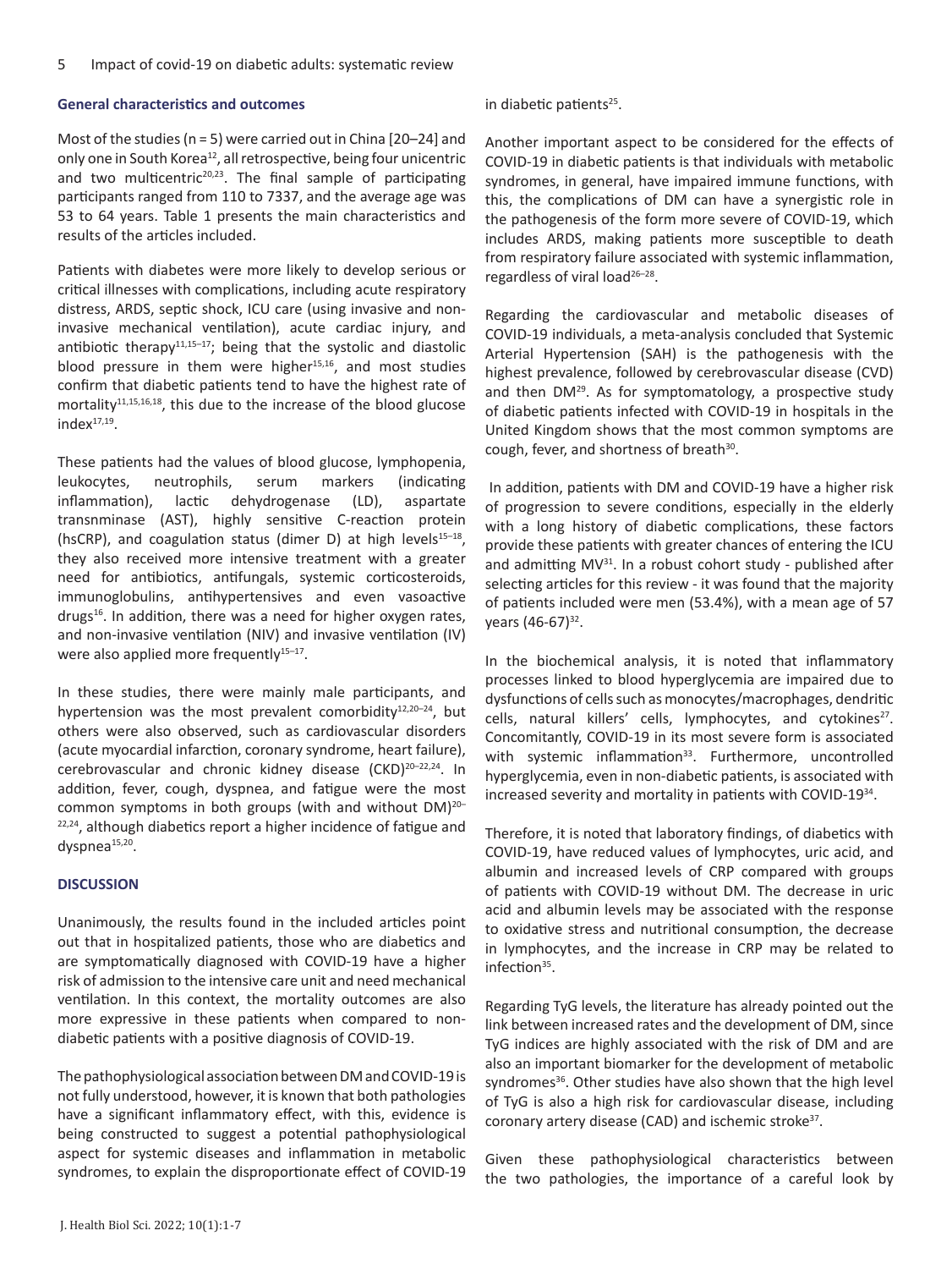### General characteristics and outcomes

Most of the studies (n = 5) were carried out in China [20–24] and only one in South Korea[12], all retrospective, being four unicentric and two multicentric[20,23]. The final sample of participating participants ranged from 110 to 7337, and the average age was 53 to 64 years. Table 1 presents the main characteristics and results of the articles included.

Patients with diabetes were more likely to develop serious or critical illnesses with complications, including acute respiratory distress, ARDS, septic shock, ICU care (using invasive and non-invasive mechanical ventilation), acute cardiac injury, and antibiotic therapy[11,15–17]; being that the systolic and diastolic blood pressure in them were higher[15,16], and most studies confirm that diabetic patients tend to have the highest rate of mortality[11,15,16,18], this due to the increase of the blood glucose index[17,19].

These patients had the values of blood glucose, lymphopenia, leukocytes, neutrophils, serum markers (indicating inflammation), lactic dehydrogenase (LD), aspartate transnminase (AST), highly sensitive C-reaction protein (hsCRP), and coagulation status (dimer D) at high levels[15–18], they also received more intensive treatment with a greater need for antibiotics, antifungals, systemic corticosteroids, immunoglobulins, antihypertensives and even vasoactive drugs[16]. In addition, there was a need for higher oxygen rates, and non-invasive ventilation (NIV) and invasive ventilation (IV) were also applied more frequently[15–17].

In these studies, there were mainly male participants, and hypertension was the most prevalent comorbidity[12,20–24], but others were also observed, such as cardiovascular disorders (acute myocardial infarction, coronary syndrome, heart failure), cerebrovascular and chronic kidney disease (CKD)[20–22,24]. In addition, fever, cough, dyspnea, and fatigue were the most common symptoms in both groups (with and without DM)[20–22,24], although diabetics report a higher incidence of fatigue and dyspnea[15,20].

## DISCUSSION

Unanimously, the results found in the included articles point out that in hospitalized patients, those who are diabetics and are symptomatically diagnosed with COVID-19 have a higher risk of admission to the intensive care unit and need mechanical ventilation. In this context, the mortality outcomes are also more expressive in these patients when compared to non-diabetic patients with a positive diagnosis of COVID-19.

The pathophysiological association between DM and COVID-19 is not fully understood, however, it is known that both pathologies have a significant inflammatory effect, with this, evidence is being constructed to suggest a potential pathophysiological aspect for systemic diseases and inflammation in metabolic syndromes, to explain the disproportionate effect of COVID-19 in diabetic patients[25].

Another important aspect to be considered for the effects of COVID-19 in diabetic patients is that individuals with metabolic syndromes, in general, have impaired immune functions, with this, the complications of DM can have a synergistic role in the pathogenesis of the form more severe of COVID-19, which includes ARDS, making patients more susceptible to death from respiratory failure associated with systemic inflammation, regardless of viral load[26–28].

Regarding the cardiovascular and metabolic diseases of COVID-19 individuals, a meta-analysis concluded that Systemic Arterial Hypertension (SAH) is the pathogenesis with the highest prevalence, followed by cerebrovascular disease (CVD) and then DM[29]. As for symptomatology, a prospective study of diabetic patients infected with COVID-19 in hospitals in the United Kingdom shows that the most common symptoms are cough, fever, and shortness of breath[30].

In addition, patients with DM and COVID-19 have a higher risk of progression to severe conditions, especially in the elderly with a long history of diabetic complications, these factors provide these patients with greater chances of entering the ICU and admitting MV[31]. In a robust cohort study - published after selecting articles for this review - it was found that the majority of patients included were men (53.4%), with a mean age of 57 years (46-67)[32].

In the biochemical analysis, it is noted that inflammatory processes linked to blood hyperglycemia are impaired due to dysfunctions of cells such as monocytes/macrophages, dendritic cells, natural killers' cells, lymphocytes, and cytokines[27]. Concomitantly, COVID-19 in its most severe form is associated with systemic inflammation[33]. Furthermore, uncontrolled hyperglycemia, even in non-diabetic patients, is associated with increased severity and mortality in patients with COVID-19[34].

Therefore, it is noted that laboratory findings, of diabetics with COVID-19, have reduced values of lymphocytes, uric acid, and albumin and increased levels of CRP compared with groups of patients with COVID-19 without DM. The decrease in uric acid and albumin levels may be associated with the response to oxidative stress and nutritional consumption, the decrease in lymphocytes, and the increase in CRP may be related to infection[35].

Regarding TyG levels, the literature has already pointed out the link between increased rates and the development of DM, since TyG indices are highly associated with the risk of DM and are also an important biomarker for the development of metabolic syndromes[36]. Other studies have also shown that the high level of TyG is also a high risk for cardiovascular disease, including coronary artery disease (CAD) and ischemic stroke[37].

Given these pathophysiological characteristics between the two pathologies, the importance of a careful look by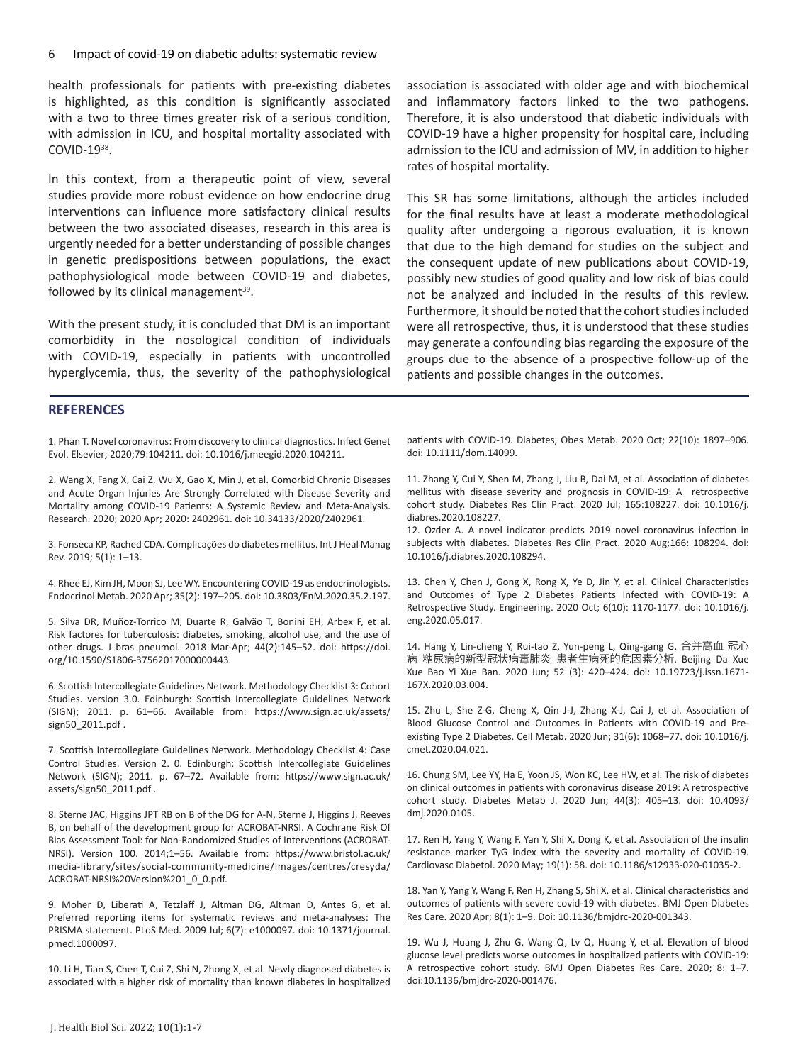health professionals for patients with pre-existing diabetes is highlighted, as this condition is significantly associated with a two to three times greater risk of a serious condition, with admission in ICU, and hospital mortality associated with COVID-19[38].

In this context, from a therapeutic point of view, several studies provide more robust evidence on how endocrine drug interventions can influence more satisfactory clinical results between the two associated diseases, research in this area is urgently needed for a better understanding of possible changes in genetic predispositions between populations, the exact pathophysiological mode between COVID-19 and diabetes, followed by its clinical management[39].

With the present study, it is concluded that DM is an important comorbidity in the nosological condition of individuals with COVID-19, especially in patients with uncontrolled hyperglycemia, thus, the severity of the pathophysiological association is associated with older age and with biochemical and inflammatory factors linked to the two pathogens. Therefore, it is also understood that diabetic individuals with COVID-19 have a higher propensity for hospital care, including admission to the ICU and admission of MV, in addition to higher rates of hospital mortality.

This SR has some limitations, although the articles included for the final results have at least a moderate methodological quality after undergoing a rigorous evaluation, it is known that due to the high demand for studies on the subject and the consequent update of new publications about COVID-19, possibly new studies of good quality and low risk of bias could not be analyzed and included in the results of this review. Furthermore, it should be noted that the cohort studies included were all retrospective, thus, it is understood that these studies may generate a confounding bias regarding the exposure of the groups due to the absence of a prospective follow-up of the patients and possible changes in the outcomes.

## REFERENCES

1. Phan T. Novel coronavirus: From discovery to clinical diagnostics. Infect Genet Evol. Elsevier; 2020;79:104211. doi: 10.1016/j.meegid.2020.104211.

2. Wang X, Fang X, Cai Z, Wu X, Gao X, Min J, et al. Comorbid Chronic Diseases and Acute Organ Injuries Are Strongly Correlated with Disease Severity and Mortality among COVID-19 Patients: A Systemic Review and Meta-Analysis. Research. 2020; 2020 Apr; 2020: 2402961. doi: 10.34133/2020/2402961.

3. Fonseca KP, Rached CDA. Complicações do diabetes mellitus. Int J Heal Manag Rev. 2019; 5(1): 1–13.

4. Rhee EJ, Kim JH, Moon SJ, Lee WY. Encountering COVID-19 as endocrinologists. Endocrinol Metab. 2020 Apr; 35(2): 197–205. doi: 10.3803/EnM.2020.35.2.197.

5. Silva DR, Muñoz-Torrico M, Duarte R, Galvão T, Bonini EH, Arbex F, et al. Risk factores for tuberculosis: diabetes, smoking, alcohol use, and the use of other drugs. J bras pneumol. 2018 Mar-Apr; 44(2):145–52. doi: https://doi.org/10.1590/S1806-37562017000000443.

6. Scottish Intercollegiate Guidelines Network. Methodology Checklist 3: Cohort Studies. version 3.0. Edinburgh: Scottish Intercollegiate Guidelines Network (SIGN); 2011. p. 61–66. Available from: https://www.sign.ac.uk/assets/sign50_2011.pdf .

7. Scottish Intercollegiate Guidelines Network. Methodology Checklist 4: Case Control Studies. Version 2. 0. Edinburgh: Scottish Intercollegiate Guidelines Network (SIGN); 2011. p. 67–72. Available from: https://www.sign.ac.uk/assets/sign50_2011.pdf .

8. Sterne JAC, Higgins JPT RB on B of the DG for A-N, Sterne J, Higgins J, Reeves B, on behalf of the development group for ACROBAT-NRSI. A Cochrane Risk Of Bias Assessment Tool: for Non-Randomized Studies of Interventions (ACROBAT-NRSI). Version 100. 2014;1–56. Available from: https://www.bristol.ac.uk/media-library/sites/social-community-medicine/images/centres/cresyda/ACROBAT-NRSI%20Version%201_0_0.pdf.

9. Moher D, Liberati A, Tetzlaff J, Altman DG, Altman D, Antes G, et al. Preferred reporting items for systematic reviews and meta-analyses: The PRISMA statement. PLoS Med. 2009 Jul; 6(7): e1000097. doi: 10.1371/journal.pmed.1000097.

10. Li H, Tian S, Chen T, Cui Z, Shi N, Zhong X, et al. Newly diagnosed diabetes is associated with a higher risk of mortality than known diabetes in hospitalized patients with COVID-19. Diabetes, Obes Metab. 2020 Oct; 22(10): 1897–906. doi: 10.1111/dom.14099.

11. Zhang Y, Cui Y, Shen M, Zhang J, Liu B, Dai M, et al. Association of diabetes mellitus with disease severity and prognosis in COVID-19: A retrospective cohort study. Diabetes Res Clin Pract. 2020 Jul; 165:108227. doi: 10.1016/j.diabres.2020.108227.

12. Ozder A. A novel indicator predicts 2019 novel coronavirus infection in subjects with diabetes. Diabetes Res Clin Pract. 2020 Aug;166: 108294. doi: 10.1016/j.diabres.2020.108294.

13. Chen Y, Chen J, Gong X, Rong X, Ye D, Jin Y, et al. Clinical Characteristics and Outcomes of Type 2 Diabetes Patients Infected with COVID-19: A Retrospective Study. Engineering. 2020 Oct; 6(10): 1170-1177. doi: 10.1016/j.eng.2020.05.017.

14. Hang Y, Lin-cheng Y, Rui-tao Z, Yun-peng L, Qing-gang G. 合并高血 冠心病 糖尿病的新型冠状病毒肺炎 患者生病死的危因素分析. Beijing Da Xue Xue Bao Yi Xue Ban. 2020 Jun; 52 (3): 420–424. doi: 10.19723/j.issn.1671-167X.2020.03.004.

15. Zhu L, She Z-G, Cheng X, Qin J-J, Zhang X-J, Cai J, et al. Association of Blood Glucose Control and Outcomes in Patients with COVID-19 and Pre-existing Type 2 Diabetes. Cell Metab. 2020 Jun; 31(6): 1068–77. doi: 10.1016/j.cmet.2020.04.021.

16. Chung SM, Lee YY, Ha E, Yoon JS, Won KC, Lee HW, et al. The risk of diabetes on clinical outcomes in patients with coronavirus disease 2019: A retrospective cohort study. Diabetes Metab J. 2020 Jun; 44(3): 405–13. doi: 10.4093/dmj.2020.0105.

17. Ren H, Yang Y, Wang F, Yan Y, Shi X, Dong K, et al. Association of the insulin resistance marker TyG index with the severity and mortality of COVID-19. Cardiovasc Diabetol. 2020 May; 19(1): 58. doi: 10.1186/s12933-020-01035-2.

18. Yan Y, Yang Y, Wang F, Ren H, Zhang S, Shi X, et al. Clinical characteristics and outcomes of patients with severe covid-19 with diabetes. BMJ Open Diabetes Res Care. 2020 Apr; 8(1): 1–9. Doi: 10.1136/bmjdrc-2020-001343.

19. Wu J, Huang J, Zhu G, Wang Q, Lv Q, Huang Y, et al. Elevation of blood glucose level predicts worse outcomes in hospitalized patients with COVID-19: A retrospective cohort study. BMJ Open Diabetes Res Care. 2020; 8: 1–7. doi:10.1136/bmjdrc-2020-001476.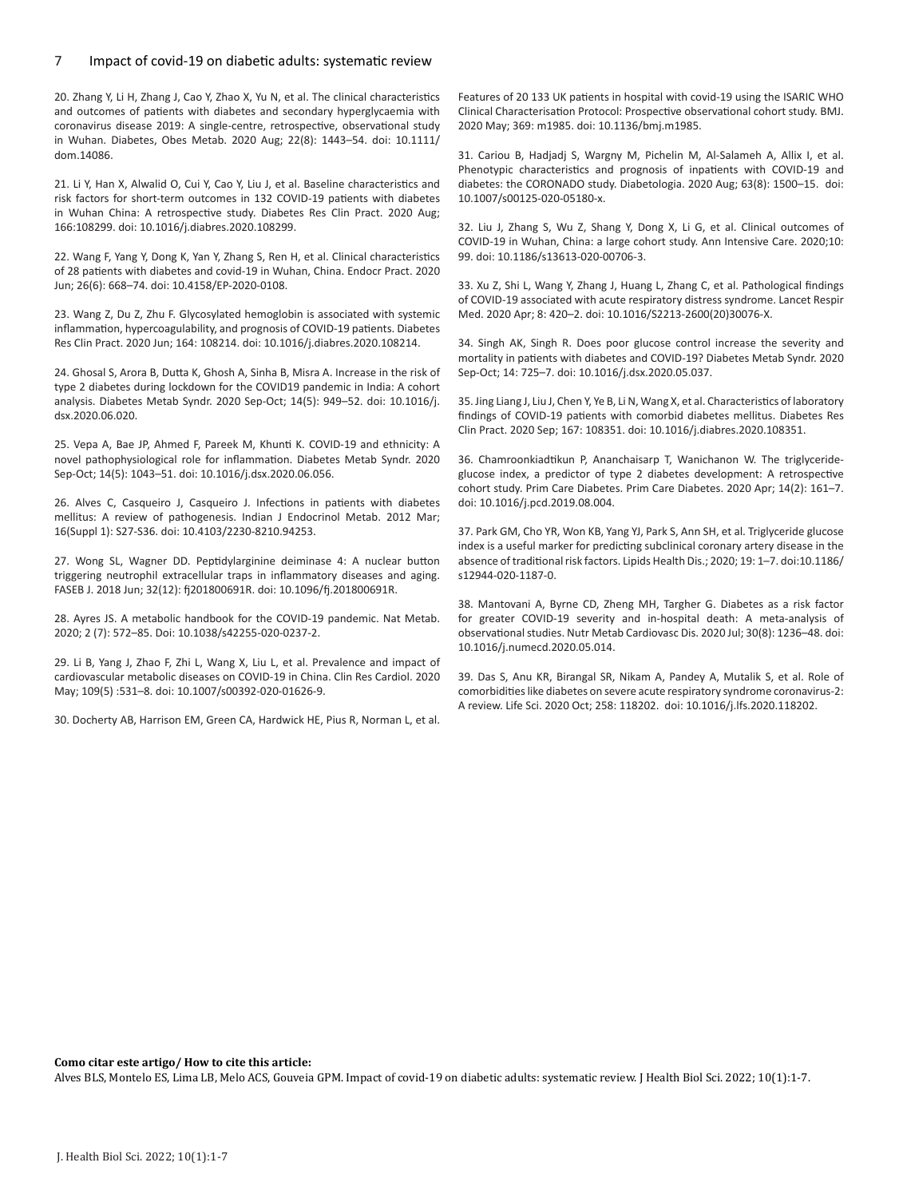20. Zhang Y, Li H, Zhang J, Cao Y, Zhao X, Yu N, et al. The clinical characteristics and outcomes of patients with diabetes and secondary hyperglycaemia with coronavirus disease 2019: A single-centre, retrospective, observational study in Wuhan. Diabetes, Obes Metab. 2020 Aug; 22(8): 1443–54. doi: 10.1111/dom.14086.

21. Li Y, Han X, Alwalid O, Cui Y, Cao Y, Liu J, et al. Baseline characteristics and risk factors for short-term outcomes in 132 COVID-19 patients with diabetes in Wuhan China: A retrospective study. Diabetes Res Clin Pract. 2020 Aug; 166:108299. doi: 10.1016/j.diabres.2020.108299.

22. Wang F, Yang Y, Dong K, Yan Y, Zhang S, Ren H, et al. Clinical characteristics of 28 patients with diabetes and covid-19 in Wuhan, China. Endocr Pract. 2020 Jun; 26(6): 668–74. doi: 10.4158/EP-2020-0108.

23. Wang Z, Du Z, Zhu F. Glycosylated hemoglobin is associated with systemic inflammation, hypercoagulability, and prognosis of COVID-19 patients. Diabetes Res Clin Pract. 2020 Jun; 164: 108214. doi: 10.1016/j.diabres.2020.108214.

24. Ghosal S, Arora B, Dutta K, Ghosh A, Sinha B, Misra A. Increase in the risk of type 2 diabetes during lockdown for the COVID19 pandemic in India: A cohort analysis. Diabetes Metab Syndr. 2020 Sep-Oct; 14(5): 949–52. doi: 10.1016/j.dsx.2020.06.020.

25. Vepa A, Bae JP, Ahmed F, Pareek M, Khunti K. COVID-19 and ethnicity: A novel pathophysiological role for inflammation. Diabetes Metab Syndr. 2020 Sep-Oct; 14(5): 1043–51. doi: 10.1016/j.dsx.2020.06.056.

26. Alves C, Casqueiro J, Casqueiro J. Infections in patients with diabetes mellitus: A review of pathogenesis. Indian J Endocrinol Metab. 2012 Mar; 16(Suppl 1): S27-S36. doi: 10.4103/2230-8210.94253.

27. Wong SL, Wagner DD. Peptidylarginine deiminase 4: A nuclear button triggering neutrophil extracellular traps in inflammatory diseases and aging. FASEB J. 2018 Jun; 32(12): fj201800691R. doi: 10.1096/fj.201800691R.

28. Ayres JS. A metabolic handbook for the COVID-19 pandemic. Nat Metab. 2020; 2 (7): 572–85. Doi: 10.1038/s42255-020-0237-2.

29. Li B, Yang J, Zhao F, Zhi L, Wang X, Liu L, et al. Prevalence and impact of cardiovascular metabolic diseases on COVID-19 in China. Clin Res Cardiol. 2020 May; 109(5) :531–8. doi: 10.1007/s00392-020-01626-9.

30. Docherty AB, Harrison EM, Green CA, Hardwick HE, Pius R, Norman L, et al. Features of 20 133 UK patients in hospital with covid-19 using the ISARIC WHO Clinical Characterisation Protocol: Prospective observational cohort study. BMJ. 2020 May; 369: m1985. doi: 10.1136/bmj.m1985.

31. Cariou B, Hadjadj S, Wargny M, Pichelin M, Al-Salameh A, Allix I, et al. Phenotypic characteristics and prognosis of inpatients with COVID-19 and diabetes: the CORONADO study. Diabetologia. 2020 Aug; 63(8): 1500–15. doi: 10.1007/s00125-020-05180-x.

32. Liu J, Zhang S, Wu Z, Shang Y, Dong X, Li G, et al. Clinical outcomes of COVID-19 in Wuhan, China: a large cohort study. Ann Intensive Care. 2020;10: 99. doi: 10.1186/s13613-020-00706-3.

33. Xu Z, Shi L, Wang Y, Zhang J, Huang L, Zhang C, et al. Pathological findings of COVID-19 associated with acute respiratory distress syndrome. Lancet Respir Med. 2020 Apr; 8: 420–2. doi: 10.1016/S2213-2600(20)30076-X.

34. Singh AK, Singh R. Does poor glucose control increase the severity and mortality in patients with diabetes and COVID-19? Diabetes Metab Syndr. 2020 Sep-Oct; 14: 725–7. doi: 10.1016/j.dsx.2020.05.037.

35. Jing Liang J, Liu J, Chen Y, Ye B, Li N, Wang X, et al. Characteristics of laboratory findings of COVID-19 patients with comorbid diabetes mellitus. Diabetes Res Clin Pract. 2020 Sep; 167: 108351. doi: 10.1016/j.diabres.2020.108351.

36. Chamroonkiadtikun P, Ananchaisarp T, Wanichanon W. The triglyceride-glucose index, a predictor of type 2 diabetes development: A retrospective cohort study. Prim Care Diabetes. Prim Care Diabetes. 2020 Apr; 14(2): 161–7. doi: 10.1016/j.pcd.2019.08.004.

37. Park GM, Cho YR, Won KB, Yang YJ, Park S, Ann SH, et al. Triglyceride glucose index is a useful marker for predicting subclinical coronary artery disease in the absence of traditional risk factors. Lipids Health Dis.; 2020; 19: 1–7. doi:10.1186/s12944-020-1187-0.

38. Mantovani A, Byrne CD, Zheng MH, Targher G. Diabetes as a risk factor for greater COVID-19 severity and in-hospital death: A meta-analysis of observational studies. Nutr Metab Cardiovasc Dis. 2020 Jul; 30(8): 1236–48. doi: 10.1016/j.numecd.2020.05.014.

39. Das S, Anu KR, Birangal SR, Nikam A, Pandey A, Mutalik S, et al. Role of comorbidities like diabetes on severe acute respiratory syndrome coronavirus-2: A review. Life Sci. 2020 Oct; 258: 118202. doi: 10.1016/j.lfs.2020.118202.

**Como citar este artigo/ How to cite this article:**
Alves BLS, Montelo ES, Lima LB, Melo ACS, Gouveia GPM. Impact of covid-19 on diabetic adults: systematic review. J Health Biol Sci. 2022; 10(1):1-7.